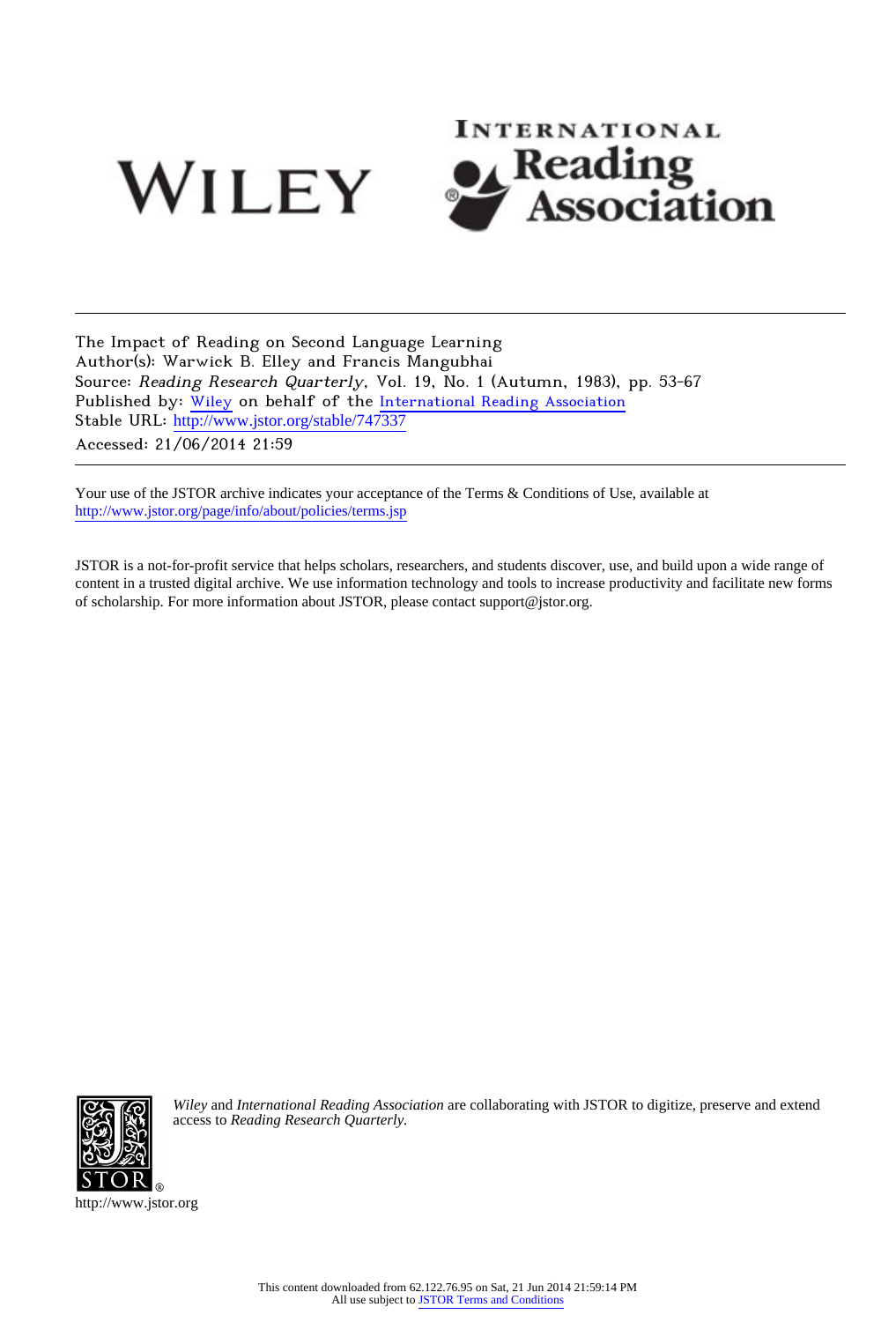The Impact of Reading on Second Language Learning
Author(s): Warwick B. Elley and Francis Mangubhai
Source: *Reading Research Quarterly*, Vol. 19, No. 1 (Autumn, 1983), pp. 53-67
Published by: Wiley on behalf of the International Reading Association
Stable URL: http://www.jstor.org/stable/747337
Accessed: 21/06/2014 21:59

Your use of the JSTOR archive indicates your acceptance of the Terms & Conditions of Use, available at
http://www.jstor.org/page/info/about/policies/terms.jsp

JSTOR is a not-for-profit service that helps scholars, researchers, and students discover, use, and build upon a wide range of content in a trusted digital archive. We use information technology and tools to increase productivity and facilitate new forms of scholarship. For more information about JSTOR, please contact support@jstor.org.

*Wiley* and *International Reading Association* are collaborating with JSTOR to digitize, preserve and extend access to *Reading Research Quarterly*.

http://www.jstor.org

This content downloaded from 62.122.76.95 on Sat, 21 Jun 2014 21:59:14 PM
All use subject to JSTOR Terms and Conditions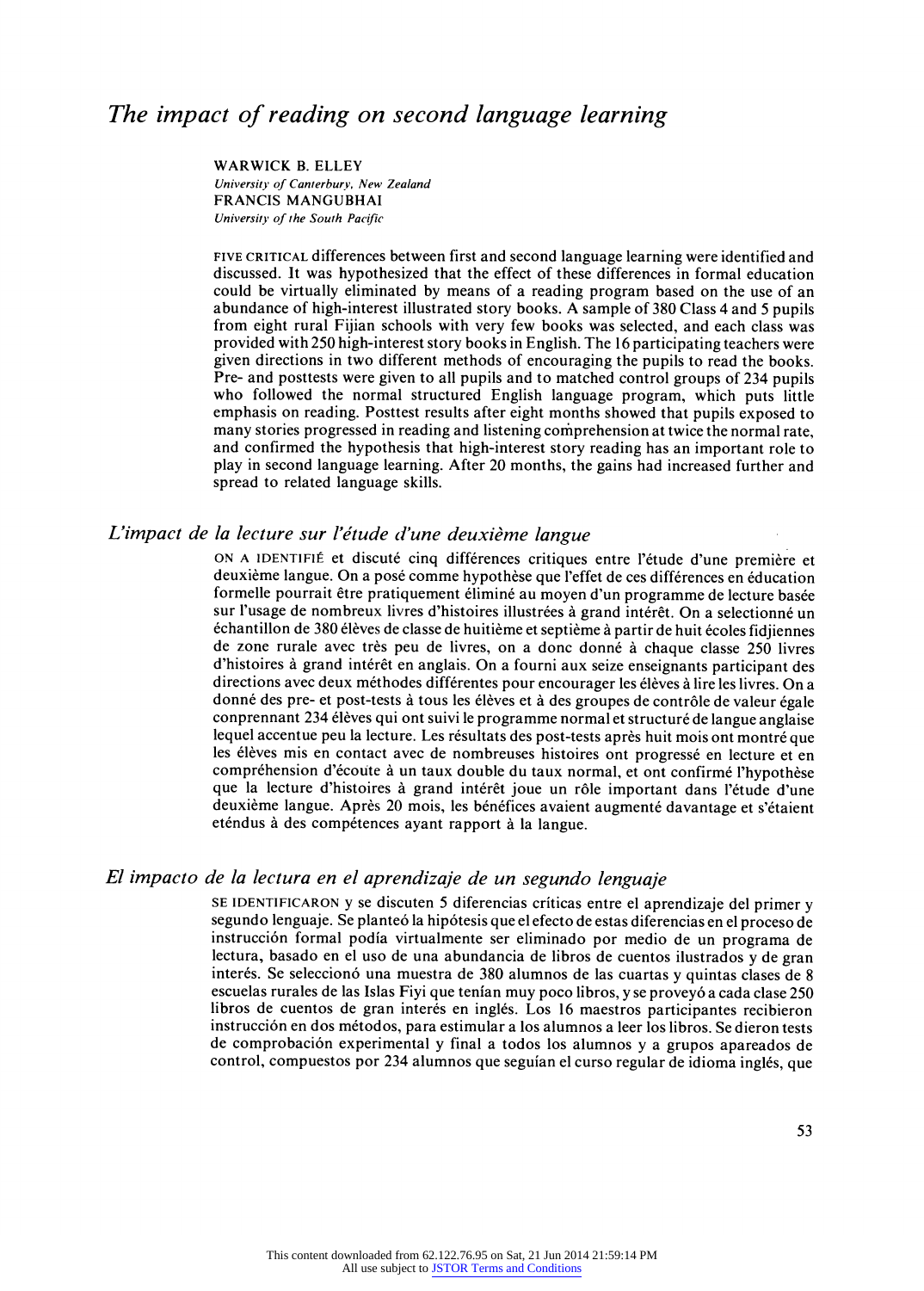# *The impact of reading on second language learning*

WARWICK B. ELLEY
*University of Canterbury, New Zealand*
FRANCIS MANGUBHAI
*University of the South Pacific*

FIVE CRITICAL differences between first and second language learning were identified and discussed. It was hypothesized that the effect of these differences in formal education could be virtually eliminated by means of a reading program based on the use of an abundance of high-interest illustrated story books. A sample of 380 Class 4 and 5 pupils from eight rural Fijian schools with very few books was selected, and each class was provided with 250 high-interest story books in English. The 16 participating teachers were given directions in two different methods of encouraging the pupils to read the books. Pre- and posttests were given to all pupils and to matched control groups of 234 pupils who followed the normal structured English language program, which puts little emphasis on reading. Posttest results after eight months showed that pupils exposed to many stories progressed in reading and listening comprehension at twice the normal rate, and confirmed the hypothesis that high-interest story reading has an important role to play in second language learning. After 20 months, the gains had increased further and spread to related language skills.

## *L'impact de la lecture sur l'étude d'une deuxième langue*

ON A IDENTIFIÉ et discuté cinq différences critiques entre l'étude d'une première et deuxième langue. On a posé comme hypothèse que l'effet de ces différences en éducation formelle pourrait être pratiquement éliminé au moyen d'un programme de lecture basée sur l'usage de nombreux livres d'histoires illustrées à grand intérêt. On a selectionné un échantillon de 380 élèves de classe de huitième et septième à partir de huit écoles fidjiennes de zone rurale avec très peu de livres, on a donc donné à chaque classe 250 livres d'histoires à grand intérêt en anglais. On a fourni aux seize enseignants participant des directions avec deux méthodes différentes pour encourager les élèves à lire les livres. On a donné des pre- et post-tests à tous les élèves et à des groupes de contrôle de valeur égale conprennant 234 élèves qui ont suivi le programme normal et structuré de langue anglaise lequel accentue peu la lecture. Les résultats des post-tests après huit mois ont montré que les élèves mis en contact avec de nombreuses histoires ont progressé en lecture et en compréhension d'écoute à un taux double du taux normal, et ont confirmé l'hypothèse que la lecture d'histoires à grand intérêt joue un rôle important dans l'étude d'une deuxième langue. Après 20 mois, les bénéfices avaient augmenté davantage et s'étaient eténdus à des compétences ayant rapport à la langue.

## *El impacto de la lectura en el aprendizaje de un segundo lenguaje*

SE IDENTIFICARON y se discuten 5 diferencias críticas entre el aprendizaje del primer y segundo lenguaje. Se planteó la hipótesis que el efecto de estas diferencias en el proceso de instrucción formal podía virtualmente ser eliminado por medio de un programa de lectura, basado en el uso de una abundancia de libros de cuentos ilustrados y de gran interés. Se seleccionó una muestra de 380 alumnos de las cuartas y quintas clases de 8 escuelas rurales de las Islas Fiyi que tenían muy poco libros, y se proveyó a cada clase 250 libros de cuentos de gran interés en inglés. Los 16 maestros participantes recibieron instrucción en dos métodos, para estimular a los alumnos a leer los libros. Se dieron tests de comprobación experimental y final a todos los alumnos y a grupos apareados de control, compuestos por 234 alumnos que seguían el curso regular de idioma inglés, que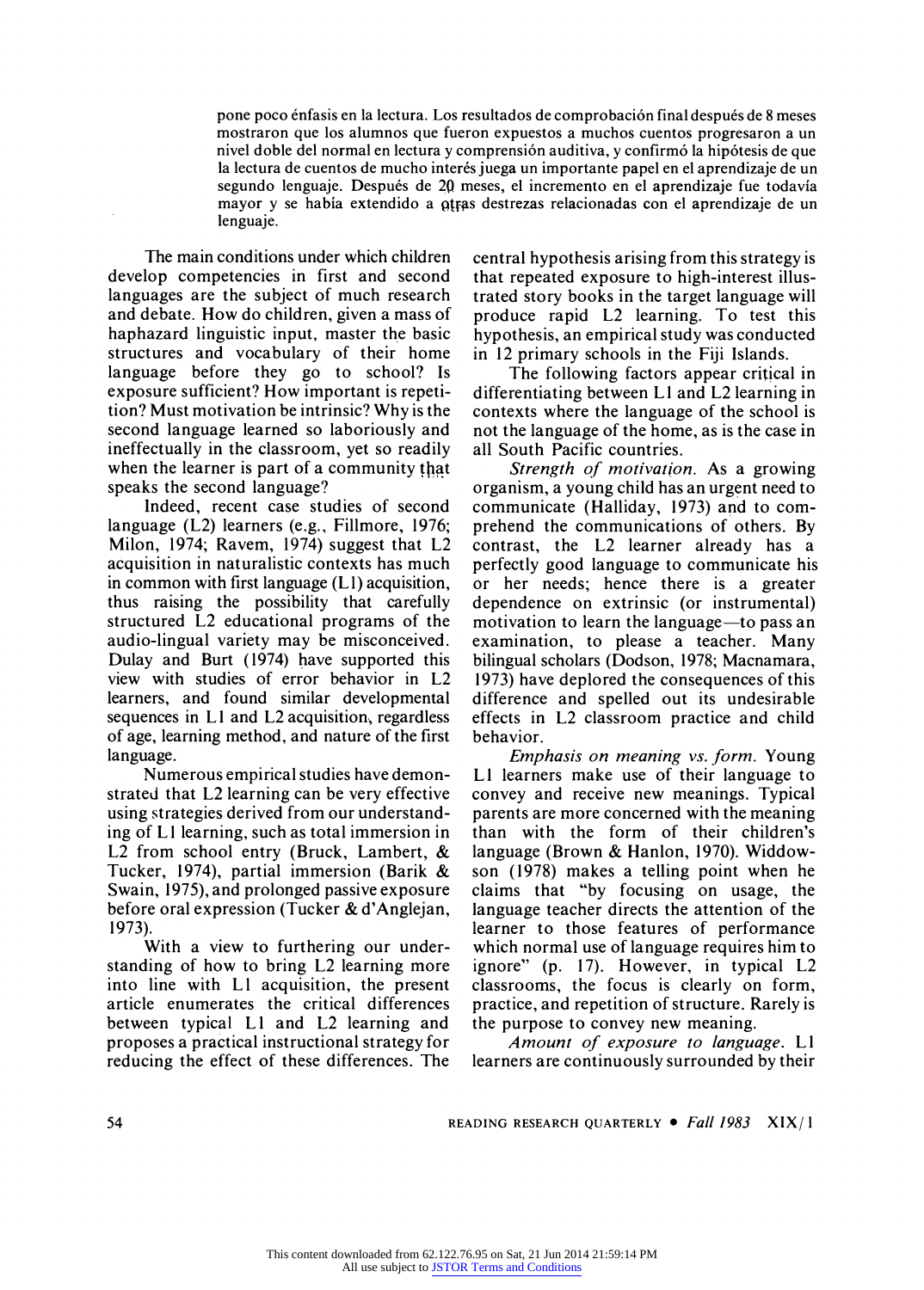pone poco énfasis en la lectura. Los resultados de comprobación final después de 8 meses mostraron que los alumnos que fueron expuestos a muchos cuentos progresaron a un nivel doble del normal en lectura y comprensión auditiva, y confirmó la hipótesis de que la lectura de cuentos de mucho interés juega un importante papel en el aprendizaje de un segundo lenguaje. Después de 20 meses, el incremento en el aprendizaje fue todavía mayor y se había extendido a otras destrezas relacionadas con el aprendizaje de un lenguaje.

The main conditions under which children develop competencies in first and second languages are the subject of much research and debate. How do children, given a mass of haphazard linguistic input, master the basic structures and vocabulary of their home language before they go to school? Is exposure sufficient? How important is repetition? Must motivation be intrinsic? Why is the second language learned so laboriously and ineffectually in the classroom, yet so readily when the learner is part of a community that speaks the second language?

Indeed, recent case studies of second language (L2) learners (e.g., Fillmore, 1976; Milon, 1974; Ravem, 1974) suggest that L2 acquisition in naturalistic contexts has much in common with first language (L1) acquisition, thus raising the possibility that carefully structured L2 educational programs of the audio-lingual variety may be misconceived. Dulay and Burt (1974) have supported this view with studies of error behavior in L2 learners, and found similar developmental sequences in L1 and L2 acquisition, regardless of age, learning method, and nature of the first language.

Numerous empirical studies have demonstrated that L2 learning can be very effective using strategies derived from our understanding of L1 learning, such as total immersion in L2 from school entry (Bruck, Lambert, & Tucker, 1974), partial immersion (Barik & Swain, 1975), and prolonged passive exposure before oral expression (Tucker & d'Anglejan, 1973).

With a view to furthering our understanding of how to bring L2 learning more into line with L1 acquisition, the present article enumerates the critical differences between typical L1 and L2 learning and proposes a practical instructional strategy for reducing the effect of these differences. The central hypothesis arising from this strategy is that repeated exposure to high-interest illustrated story books in the target language will produce rapid L2 learning. To test this hypothesis, an empirical study was conducted in 12 primary schools in the Fiji Islands.

The following factors appear critical in differentiating between L1 and L2 learning in contexts where the language of the school is not the language of the home, as is the case in all South Pacific countries.

*Strength of motivation.* As a growing organism, a young child has an urgent need to communicate (Halliday, 1973) and to comprehend the communications of others. By contrast, the L2 learner already has a perfectly good language to communicate his or her needs; hence there is a greater dependence on extrinsic (or instrumental) motivation to learn the language—to pass an examination, to please a teacher. Many bilingual scholars (Dodson, 1978; Macnamara, 1973) have deplored the consequences of this difference and spelled out its undesirable effects in L2 classroom practice and child behavior.

*Emphasis on meaning vs. form.* Young L1 learners make use of their language to convey and receive new meanings. Typical parents are more concerned with the meaning than with the form of their children's language (Brown & Hanlon, 1970). Widdowson (1978) makes a telling point when he claims that "by focusing on usage, the language teacher directs the attention of the learner to those features of performance which normal use of language requires him to ignore" (p. 17). However, in typical L2 classrooms, the focus is clearly on form, practice, and repetition of structure. Rarely is the purpose to convey new meaning.

*Amount of exposure to language.* L1 learners are continuously surrounded by their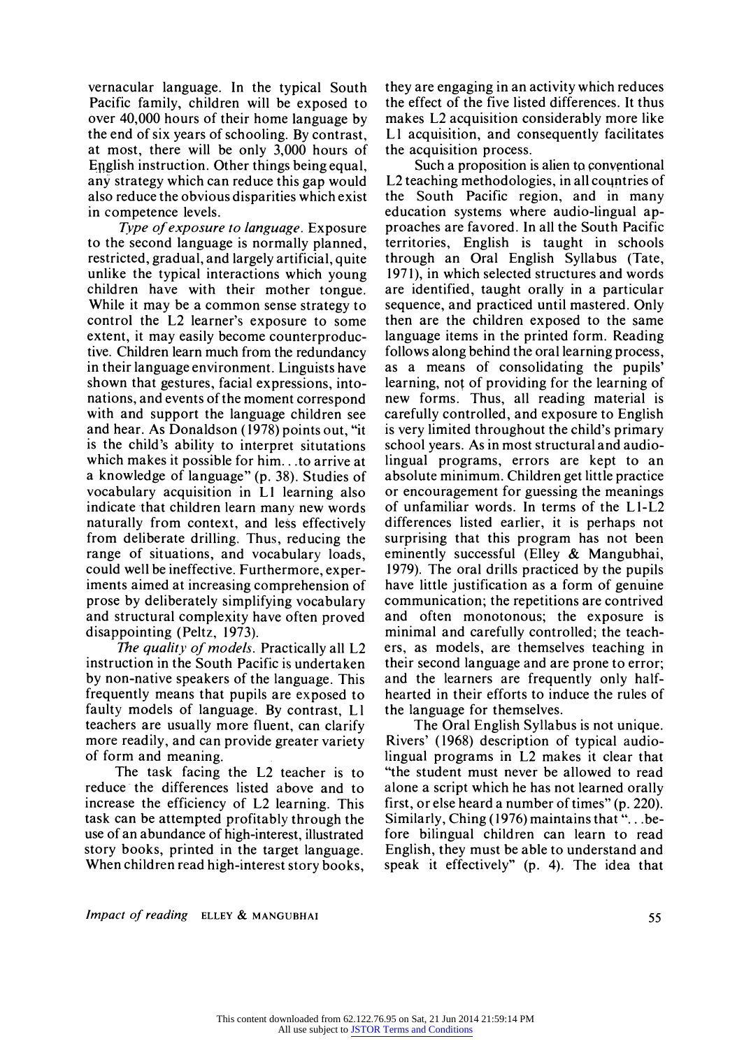vernacular language. In the typical South Pacific family, children will be exposed to over 40,000 hours of their home language by the end of six years of schooling. By contrast, at most, there will be only 3,000 hours of English instruction. Other things being equal, any strategy which can reduce this gap would also reduce the obvious disparities which exist in competence levels.

*Type of exposure to language.* Exposure to the second language is normally planned, restricted, gradual, and largely artificial, quite unlike the typical interactions which young children have with their mother tongue. While it may be a common sense strategy to control the L2 learner's exposure to some extent, it may easily become counterproductive. Children learn much from the redundancy in their language environment. Linguists have shown that gestures, facial expressions, intonations, and events of the moment correspond with and support the language children see and hear. As Donaldson (1978) points out, "it is the child's ability to interpret situtations which makes it possible for him. . .to arrive at a knowledge of language" (p. 38). Studies of vocabulary acquisition in L1 learning also indicate that children learn many new words naturally from context, and less effectively from deliberate drilling. Thus, reducing the range of situations, and vocabulary loads, could well be ineffective. Furthermore, experiments aimed at increasing comprehension of prose by deliberately simplifying vocabulary and structural complexity have often proved disappointing (Peltz, 1973).

*The quality of models.* Practically all L2 instruction in the South Pacific is undertaken by non-native speakers of the language. This frequently means that pupils are exposed to faulty models of language. By contrast, L1 teachers are usually more fluent, can clarify more readily, and can provide greater variety of form and meaning.

The task facing the L2 teacher is to reduce the differences listed above and to increase the efficiency of L2 learning. This task can be attempted profitably through the use of an abundance of high-interest, illustrated story books, printed in the target language. When children read high-interest story books, they are engaging in an activity which reduces the effect of the five listed differences. It thus makes L2 acquisition considerably more like L1 acquisition, and consequently facilitates the acquisition process.

Such a proposition is alien to conventional L2 teaching methodologies, in all countries of the South Pacific region, and in many education systems where audio-lingual approaches are favored. In all the South Pacific territories, English is taught in schools through an Oral English Syllabus (Tate, 1971), in which selected structures and words are identified, taught orally in a particular sequence, and practiced until mastered. Only then are the children exposed to the same language items in the printed form. Reading follows along behind the oral learning process, as a means of consolidating the pupils' learning, not of providing for the learning of new forms. Thus, all reading material is carefully controlled, and exposure to English is very limited throughout the child's primary school years. As in most structural and audio-lingual programs, errors are kept to an absolute minimum. Children get little practice or encouragement for guessing the meanings of unfamiliar words. In terms of the L1-L2 differences listed earlier, it is perhaps not surprising that this program has not been eminently successful (Elley & Mangubhai, 1979). The oral drills practiced by the pupils have little justification as a form of genuine communication; the repetitions are contrived and often monotonous; the exposure is minimal and carefully controlled; the teachers, as models, are themselves teaching in their second language and are prone to error; and the learners are frequently only half-hearted in their efforts to induce the rules of the language for themselves.

The Oral English Syllabus is not unique. Rivers' (1968) description of typical audio-lingual programs in L2 makes it clear that "the student must never be allowed to read alone a script which he has not learned orally first, or else heard a number of times" (p. 220). Similarly, Ching (1976) maintains that ". . .before bilingual children can learn to read English, they must be able to understand and speak it effectively" (p. 4). The idea that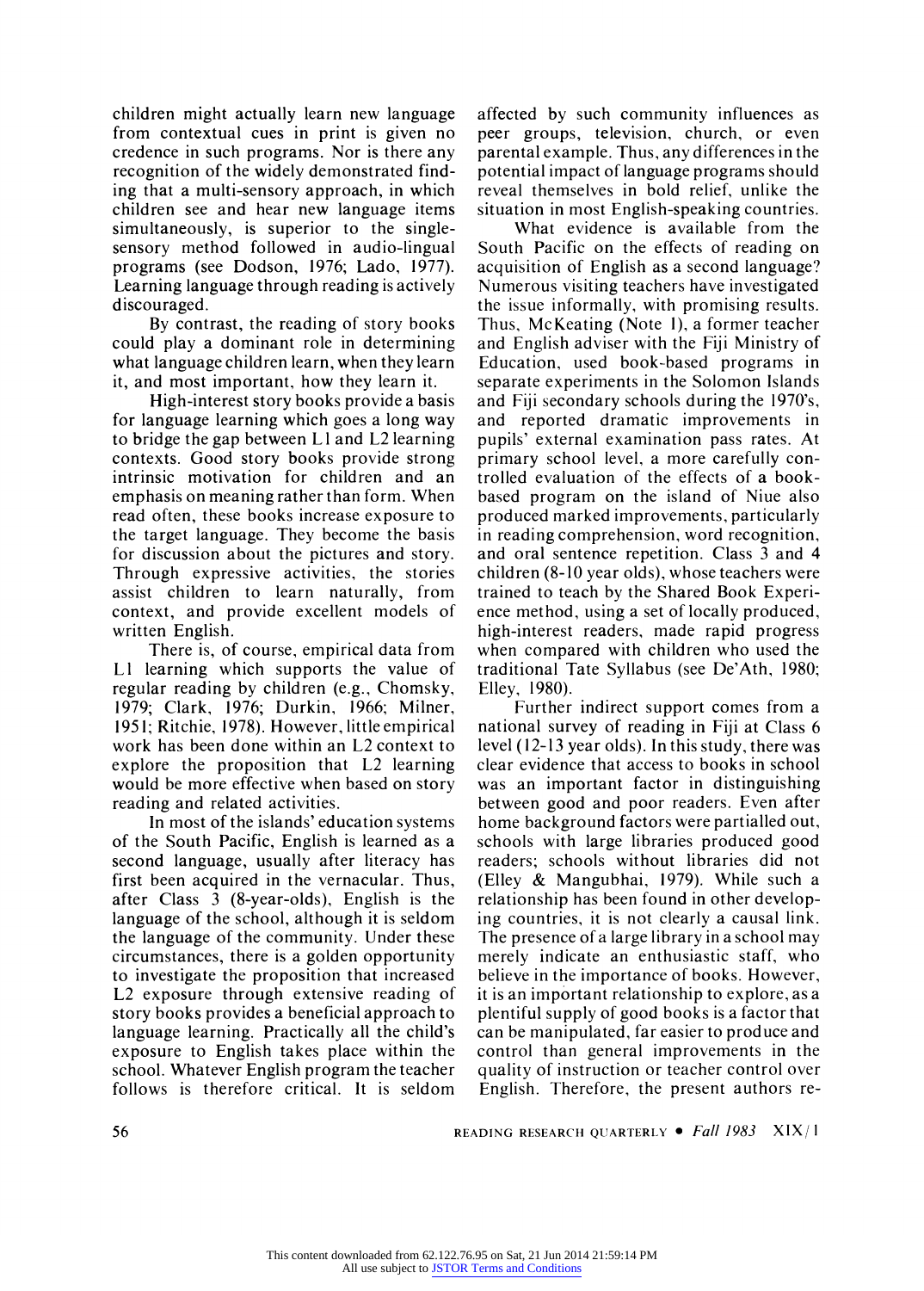children might actually learn new language from contextual cues in print is given no credence in such programs. Nor is there any recognition of the widely demonstrated finding that a multi-sensory approach, in which children see and hear new language items simultaneously, is superior to the single-sensory method followed in audio-lingual programs (see Dodson, 1976; Lado, 1977). Learning language through reading is actively discouraged.

By contrast, the reading of story books could play a dominant role in determining what language children learn, when they learn it, and most important, how they learn it.

High-interest story books provide a basis for language learning which goes a long way to bridge the gap between L1 and L2 learning contexts. Good story books provide strong intrinsic motivation for children and an emphasis on meaning rather than form. When read often, these books increase exposure to the target language. They become the basis for discussion about the pictures and story. Through expressive activities, the stories assist children to learn naturally, from context, and provide excellent models of written English.

There is, of course, empirical data from L1 learning which supports the value of regular reading by children (e.g., Chomsky, 1979; Clark, 1976; Durkin, 1966; Milner, 1951; Ritchie, 1978). However, little empirical work has been done within an L2 context to explore the proposition that L2 learning would be more effective when based on story reading and related activities.

In most of the islands' education systems of the South Pacific, English is learned as a second language, usually after literacy has first been acquired in the vernacular. Thus, after Class 3 (8-year-olds), English is the language of the school, although it is seldom the language of the community. Under these circumstances, there is a golden opportunity to investigate the proposition that increased L2 exposure through extensive reading of story books provides a beneficial approach to language learning. Practically all the child's exposure to English takes place within the school. Whatever English program the teacher follows is therefore critical. It is seldom affected by such community influences as peer groups, television, church, or even parental example. Thus, any differences in the potential impact of language programs should reveal themselves in bold relief, unlike the situation in most English-speaking countries.

What evidence is available from the South Pacific on the effects of reading on acquisition of English as a second language? Numerous visiting teachers have investigated the issue informally, with promising results. Thus, McKeating (Note 1), a former teacher and English adviser with the Fiji Ministry of Education, used book-based programs in separate experiments in the Solomon Islands and Fiji secondary schools during the 1970's, and reported dramatic improvements in pupils' external examination pass rates. At primary school level, a more carefully controlled evaluation of the effects of a book-based program on the island of Niue also produced marked improvements, particularly in reading comprehension, word recognition, and oral sentence repetition. Class 3 and 4 children (8-10 year olds), whose teachers were trained to teach by the Shared Book Experience method, using a set of locally produced, high-interest readers, made rapid progress when compared with children who used the traditional Tate Syllabus (see De'Ath, 1980; Elley, 1980).

Further indirect support comes from a national survey of reading in Fiji at Class 6 level (12-13 year olds). In this study, there was clear evidence that access to books in school was an important factor in distinguishing between good and poor readers. Even after home background factors were partialled out, schools with large libraries produced good readers; schools without libraries did not (Elley & Mangubhai, 1979). While such a relationship has been found in other developing countries, it is not clearly a causal link. The presence of a large library in a school may merely indicate an enthusiastic staff, who believe in the importance of books. However, it is an important relationship to explore, as a plentiful supply of good books is a factor that can be manipulated, far easier to produce and control than general improvements in the quality of instruction or teacher control over English. Therefore, the present authors re-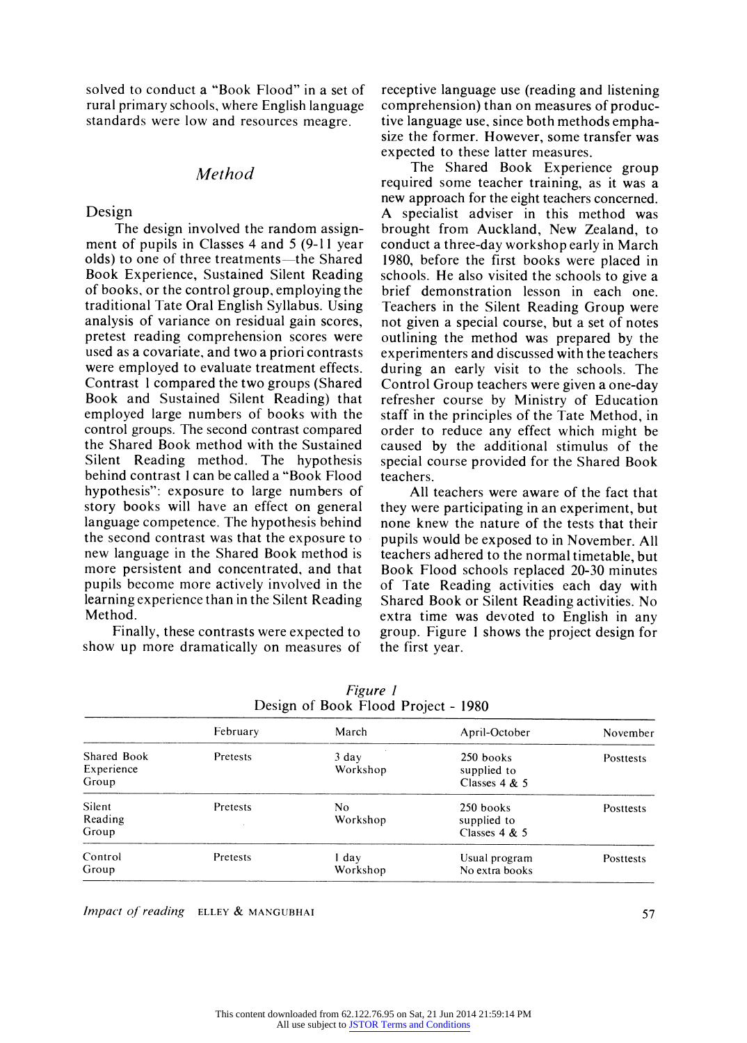solved to conduct a "Book Flood" in a set of rural primary schools, where English language standards were low and resources meagre.

## Method

### Design

The design involved the random assignment of pupils in Classes 4 and 5 (9-11 year olds) to one of three treatments—the Shared Book Experience, Sustained Silent Reading of books, or the control group, employing the traditional Tate Oral English Syllabus. Using analysis of variance on residual gain scores, pretest reading comprehension scores were used as a covariate, and two a priori contrasts were employed to evaluate treatment effects. Contrast 1 compared the two groups (Shared Book and Sustained Silent Reading) that employed large numbers of books with the control groups. The second contrast compared the Shared Book method with the Sustained Silent Reading method. The hypothesis behind contrast 1 can be called a "Book Flood hypothesis": exposure to large numbers of story books will have an effect on general language competence. The hypothesis behind the second contrast was that the exposure to new language in the Shared Book method is more persistent and concentrated, and that pupils become more actively involved in the learning experience than in the Silent Reading Method.

Finally, these contrasts were expected to show up more dramatically on measures of receptive language use (reading and listening comprehension) than on measures of productive language use, since both methods emphasize the former. However, some transfer was expected to these latter measures.

The Shared Book Experience group required some teacher training, as it was a new approach for the eight teachers concerned. A specialist adviser in this method was brought from Auckland, New Zealand, to conduct a three-day workshop early in March 1980, before the first books were placed in schools. He also visited the schools to give a brief demonstration lesson in each one. Teachers in the Silent Reading Group were not given a special course, but a set of notes outlining the method was prepared by the experimenters and discussed with the teachers during an early visit to the schools. The Control Group teachers were given a one-day refresher course by Ministry of Education staff in the principles of the Tate Method, in order to reduce any effect which might be caused by the additional stimulus of the special course provided for the Shared Book teachers.

All teachers were aware of the fact that they were participating in an experiment, but none knew the nature of the tests that their pupils would be exposed to in November. All teachers adhered to the normal timetable, but Book Flood schools replaced 20-30 minutes of Tate Reading activities each day with Shared Book or Silent Reading activities. No extra time was devoted to English in any group. Figure 1 shows the project design for the first year.

*Figure 1*
Design of Book Flood Project - 1980

| | February | March | April-October | November |
|---|---|---|---|---|
| Shared Book Experience Group | Pretests | 3 day Workshop | 250 books supplied to Classes 4 & 5 | Posttests |
| Silent Reading Group | Pretests | No Workshop | 250 books supplied to Classes 4 & 5 | Posttests |
| Control Group | Pretests | 1 day Workshop | Usual program No extra books | Posttests |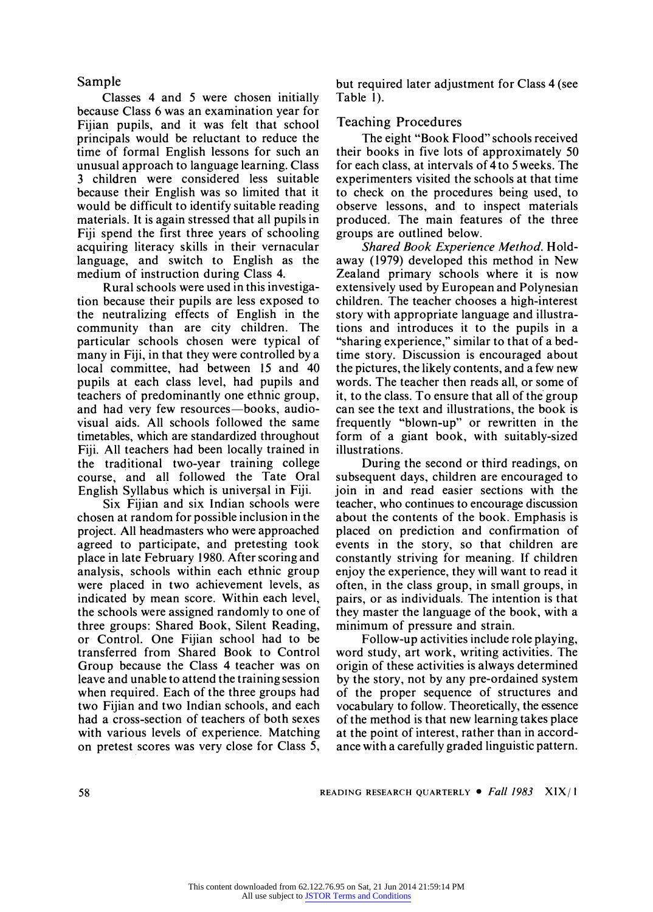## Sample

Classes 4 and 5 were chosen initially because Class 6 was an examination year for Fijian pupils, and it was felt that school principals would be reluctant to reduce the time of formal English lessons for such an unusual approach to language learning. Class 3 children were considered less suitable because their English was so limited that it would be difficult to identify suitable reading materials. It is again stressed that all pupils in Fiji spend the first three years of schooling acquiring literacy skills in their vernacular language, and switch to English as the medium of instruction during Class 4.

Rural schools were used in this investigation because their pupils are less exposed to the neutralizing effects of English in the community than are city children. The particular schools chosen were typical of many in Fiji, in that they were controlled by a local committee, had between 15 and 40 pupils at each class level, had pupils and teachers of predominantly one ethnic group, and had very few resources—books, audio-visual aids. All schools followed the same timetables, which are standardized throughout Fiji. All teachers had been locally trained in the traditional two-year training college course, and all followed the Tate Oral English Syllabus which is universal in Fiji.

Six Fijian and six Indian schools were chosen at random for possible inclusion in the project. All headmasters who were approached agreed to participate, and pretesting took place in late February 1980. After scoring and analysis, schools within each ethnic group were placed in two achievement levels, as indicated by mean score. Within each level, the schools were assigned randomly to one of three groups: Shared Book, Silent Reading, or Control. One Fijian school had to be transferred from Shared Book to Control Group because the Class 4 teacher was on leave and unable to attend the training session when required. Each of the three groups had two Fijian and two Indian schools, and each had a cross-section of teachers of both sexes with various levels of experience. Matching on pretest scores was very close for Class 5, but required later adjustment for Class 4 (see Table 1).

## Teaching Procedures

The eight "Book Flood" schools received their books in five lots of approximately 50 for each class, at intervals of 4 to 5 weeks. The experimenters visited the schools at that time to check on the procedures being used, to observe lessons, and to inspect materials produced. The main features of the three groups are outlined below.

*Shared Book Experience Method.* Holdaway (1979) developed this method in New Zealand primary schools where it is now extensively used by European and Polynesian children. The teacher chooses a high-interest story with appropriate language and illustrations and introduces it to the pupils in a "sharing experience," similar to that of a bed-time story. Discussion is encouraged about the pictures, the likely contents, and a few new words. The teacher then reads all, or some of it, to the class. To ensure that all of the group can see the text and illustrations, the book is frequently "blown-up" or rewritten in the form of a giant book, with suitably-sized illustrations.

During the second or third readings, on subsequent days, children are encouraged to join in and read easier sections with the teacher, who continues to encourage discussion about the contents of the book. Emphasis is placed on prediction and confirmation of events in the story, so that children are constantly striving for meaning. If children enjoy the experience, they will want to read it often, in the class group, in small groups, in pairs, or as individuals. The intention is that they master the language of the book, with a minimum of pressure and strain.

Follow-up activities include role playing, word study, art work, writing activities. The origin of these activities is always determined by the story, not by any pre-ordained system of the proper sequence of structures and vocabulary to follow. Theoretically, the essence of the method is that new learning takes place at the point of interest, rather than in accordance with a carefully graded linguistic pattern.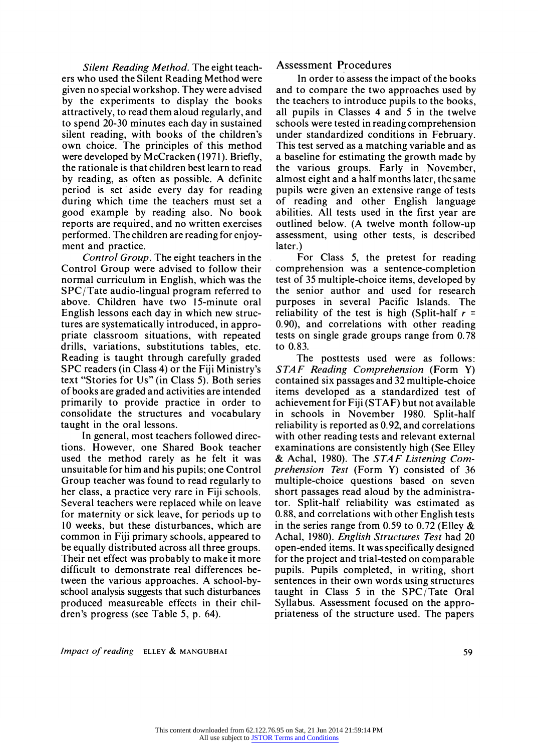*Silent Reading Method.* The eight teachers who used the Silent Reading Method were given no special workshop. They were advised by the experiments to display the books attractively, to read them aloud regularly, and to spend 20-30 minutes each day in sustained silent reading, with books of the children's own choice. The principles of this method were developed by McCracken (1971). Briefly, the rationale is that children best learn to read by reading, as often as possible. A definite period is set aside every day for reading during which time the teachers must set a good example by reading also. No book reports are required, and no written exercises performed. The children are reading for enjoyment and practice.

*Control Group.* The eight teachers in the Control Group were advised to follow their normal curriculum in English, which was the SPC/Tate audio-lingual program referred to above. Children have two 15-minute oral English lessons each day in which new structures are systematically introduced, in appropriate classroom situations, with repeated drills, variations, substitutions tables, etc. Reading is taught through carefully graded SPC readers (in Class 4) or the Fiji Ministry's text "Stories for Us" (in Class 5). Both series of books are graded and activities are intended primarily to provide practice in order to consolidate the structures and vocabulary taught in the oral lessons.

In general, most teachers followed directions. However, one Shared Book teacher used the method rarely as he felt it was unsuitable for him and his pupils; one Control Group teacher was found to read regularly to her class, a practice very rare in Fiji schools. Several teachers were replaced while on leave for maternity or sick leave, for periods up to 10 weeks, but these disturbances, which are common in Fiji primary schools, appeared to be equally distributed across all three groups. Their net effect was probably to make it more difficult to demonstrate real differences between the various approaches. A school-by-school analysis suggests that such disturbances produced measureable effects in their children's progress (see Table 5, p. 64).

## Assessment Procedures

In order to assess the impact of the books and to compare the two approaches used by the teachers to introduce pupils to the books, all pupils in Classes 4 and 5 in the twelve schools were tested in reading comprehension under standardized conditions in February. This test served as a matching variable and as a baseline for estimating the growth made by the various groups. Early in November, almost eight and a half months later, the same pupils were given an extensive range of tests of reading and other English language abilities. All tests used in the first year are outlined below. (A twelve month follow-up assessment, using other tests, is described later.)

For Class 5, the pretest for reading comprehension was a sentence-completion test of 35 multiple-choice items, developed by the senior author and used for research purposes in several Pacific Islands. The reliability of the test is high (Split-half $r = 0.90$), and correlations with other reading tests on single grade groups range from 0.78 to 0.83.

The posttests used were as follows: *STAF Reading Comprehension* (Form Y) contained six passages and 32 multiple-choice items developed as a standardized test of achievement for Fiji (STAF) but not available in schools in November 1980. Split-half reliability is reported as 0.92, and correlations with other reading tests and relevant external examinations are consistently high (See Elley & Achal, 1980). The *STAF Listening Comprehension Test* (Form Y) consisted of 36 multiple-choice questions based on seven short passages read aloud by the administrator. Split-half reliability was estimated as 0.88, and correlations with other English tests in the series range from 0.59 to 0.72 (Elley & Achal, 1980). *English Structures Test* had 20 open-ended items. It was specifically designed for the project and trial-tested on comparable pupils. Pupils completed, in writing, short sentences in their own words using structures taught in Class 5 in the SPC/Tate Oral Syllabus. Assessment focused on the appropriateness of the structure used. The papers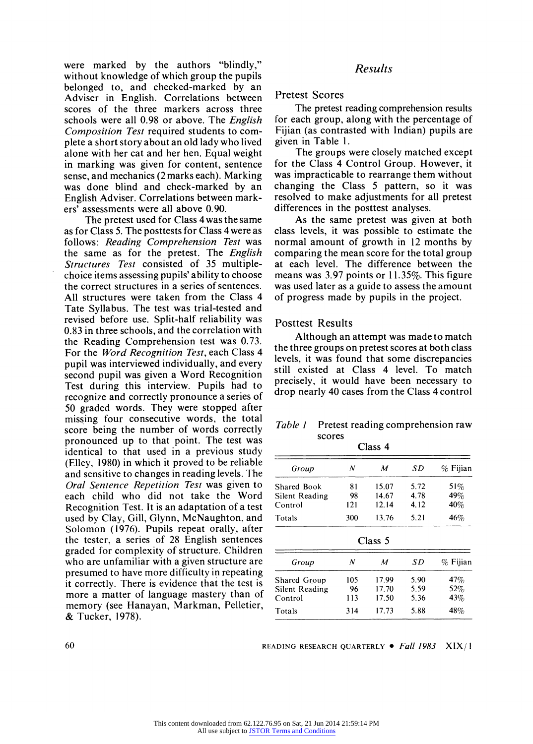were marked by the authors "blindly," without knowledge of which group the pupils belonged to, and checked-marked by an Adviser in English. Correlations between scores of the three markers across three schools were all 0.98 or above. The *English Composition Test* required students to complete a short story about an old lady who lived alone with her cat and her hen. Equal weight in marking was given for content, sentence sense, and mechanics (2 marks each). Marking was done blind and check-marked by an English Adviser. Correlations between markers' assessments were all above 0.90.

The pretest used for Class 4 was the same as for Class 5. The posttests for Class 4 were as follows: *Reading Comprehension Test* was the same as for the pretest. The *English Structures Test* consisted of 35 multiple-choice items assessing pupils' ability to choose the correct structures in a series of sentences. All structures were taken from the Class 4 Tate Syllabus. The test was trial-tested and revised before use. Split-half reliability was 0.83 in three schools, and the correlation with the Reading Comprehension test was 0.73. For the *Word Recognition Test*, each Class 4 pupil was interviewed individually, and every second pupil was given a Word Recognition Test during this interview. Pupils had to recognize and correctly pronounce a series of 50 graded words. They were stopped after missing four consecutive words, the total score being the number of words correctly pronounced up to that point. The test was identical to that used in a previous study (Elley, 1980) in which it proved to be reliable and sensitive to changes in reading levels. The *Oral Sentence Repetition Test* was given to each child who did not take the Word Recognition Test. It is an adaptation of a test used by Clay, Gill, Glynn, McNaughton, and Solomon (1976). Pupils repeat orally, after the tester, a series of 28 English sentences graded for complexity of structure. Children who are unfamiliar with a given structure are presumed to have more difficulty in repeating it correctly. There is evidence that the test is more a matter of language mastery than of memory (see Hanayan, Markman, Pelletier, & Tucker, 1978).

## *Results*

### Pretest Scores

The pretest reading comprehension results for each group, along with the percentage of Fijian (as contrasted with Indian) pupils are given in Table 1.

The groups were closely matched except for the Class 4 Control Group. However, it was impracticable to rearrange them without changing the Class 5 pattern, so it was resolved to make adjustments for all pretest differences in the posttest analyses.

As the same pretest was given at both class levels, it was possible to estimate the normal amount of growth in 12 months by comparing the mean score for the total group at each level. The difference between the means was 3.97 points or 11.35%. This figure was used later as a guide to assess the amount of progress made by pupils in the project.

### Posttest Results

Although an attempt was made to match the three groups on pretest scores at both class levels, it was found that some discrepancies still existed at Class 4 level. To match precisely, it would have been necessary to drop nearly 40 cases from the Class 4 control

*Table 1* Pretest reading comprehension raw scores

Class 4

| *Group* | *N* | *M* | *SD* | % Fijian |
|---|---|---|---|---|
| Shared Book | 81 | 15.07 | 5.72 | 51% |
| Silent Reading | 98 | 14.67 | 4.78 | 49% |
| Control | 121 | 12.14 | 4.12 | 40% |
| Totals | 300 | 13.76 | 5.21 | 46% |

Class 5

| *Group* | *N* | *M* | *SD* | % Fijian |
|---|---|---|---|---|
| Shared Group | 105 | 17.99 | 5.90 | 47% |
| Silent Reading | 96 | 17.70 | 5.59 | 52% |
| Control | 113 | 17.50 | 5.36 | 43% |
| Totals | 314 | 17.73 | 5.88 | 48% |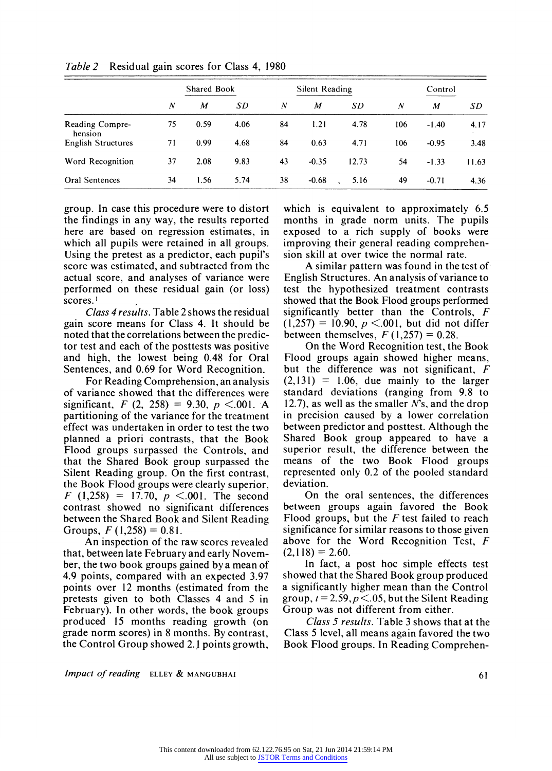*Table 2* Residual gain scores for Class 4, 1980

| | Shared Book | | | Silent Reading | | | Control | | |
|---|---|---|---|---|---|---|---|---|---|
| | $N$ | $M$ | $SD$ | $N$ | $M$ | $SD$ | $N$ | $M$ | $SD$ |
| Reading Comprehension | 75 | 0.59 | 4.06 | 84 | 1.21 | 4.78 | 106 | -1.40 | 4.17 |
| English Structures | 71 | 0.99 | 4.68 | 84 | 0.63 | 4.71 | 106 | -0.95 | 3.48 |
| Word Recognition | 37 | 2.08 | 9.83 | 43 | -0.35 | 12.73 | 54 | -1.33 | 11.63 |
| Oral Sentences | 34 | 1.56 | 5.74 | 38 | -0.68 | 5.16 | 49 | -0.71 | 4.36 |

group. In case this procedure were to distort the findings in any way, the results reported here are based on regression estimates, in which all pupils were retained in all groups. Using the pretest as a predictor, each pupil's score was estimated, and subtracted from the actual score, and analyses of variance were performed on these residual gain (or loss) scores.[1]

*Class 4 results.* Table 2 shows the residual gain score means for Class 4. It should be noted that the correlations between the predictor test and each of the posttests was positive and high, the lowest being 0.48 for Oral Sentences, and 0.69 for Word Recognition.

For Reading Comprehension, an analysis of variance showed that the differences were significant, $F\ (2, 258) = 9.30$, $p < .001$. A partitioning of the variance for the treatment effect was undertaken in order to test the two planned a priori contrasts, that the Book Flood groups surpassed the Controls, and that the Shared Book group surpassed the Silent Reading group. On the first contrast, the Book Flood groups were clearly superior, $F\ (1,258) = 17.70$, $p < .001$. The second contrast showed no significant differences between the Shared Book and Silent Reading Groups, $F\ (1,258) = 0.81$.

An inspection of the raw scores revealed that, between late February and early November, the two book groups gained by a mean of 4.9 points, compared with an expected 3.97 points over 12 months (estimated from the pretests given to both Classes 4 and 5 in February). In other words, the book groups produced 15 months reading growth (on grade norm scores) in 8 months. By contrast, the Control Group showed 2.1 points growth, which is equivalent to approximately 6.5 months in grade norm units. The pupils exposed to a rich supply of books were improving their general reading comprehension skill at over twice the normal rate.

A similar pattern was found in the test of English Structures. An analysis of variance to test the hypothesized treatment contrasts showed that the Book Flood groups performed significantly better than the Controls, $F\ (1,257) = 10.90$, $p < .001$, but did not differ between themselves, $F\ (1,257) = 0.28$.

On the Word Recognition test, the Book Flood groups again showed higher means, but the difference was not significant, $F\ (2,131) = 1.06$, due mainly to the larger standard deviations (ranging from 9.8 to 12.7), as well as the smaller $N$'s, and the drop in precision caused by a lower correlation between predictor and posttest. Although the Shared Book group appeared to have a superior result, the difference between the means of the two Book Flood groups represented only 0.2 of the pooled standard deviation.

On the oral sentences, the differences between groups again favored the Book Flood groups, but the $F$ test failed to reach significance for similar reasons to those given above for the Word Recognition Test, $F\ (2,118) = 2.60$.

In fact, a post hoc simple effects test showed that the Shared Book group produced a significantly higher mean than the Control group, $t = 2.59$, $p < .05$, but the Silent Reading Group was not different from either.

*Class 5 results.* Table 3 shows that at the Class 5 level, all means again favored the two Book Flood groups. In Reading Comprehen-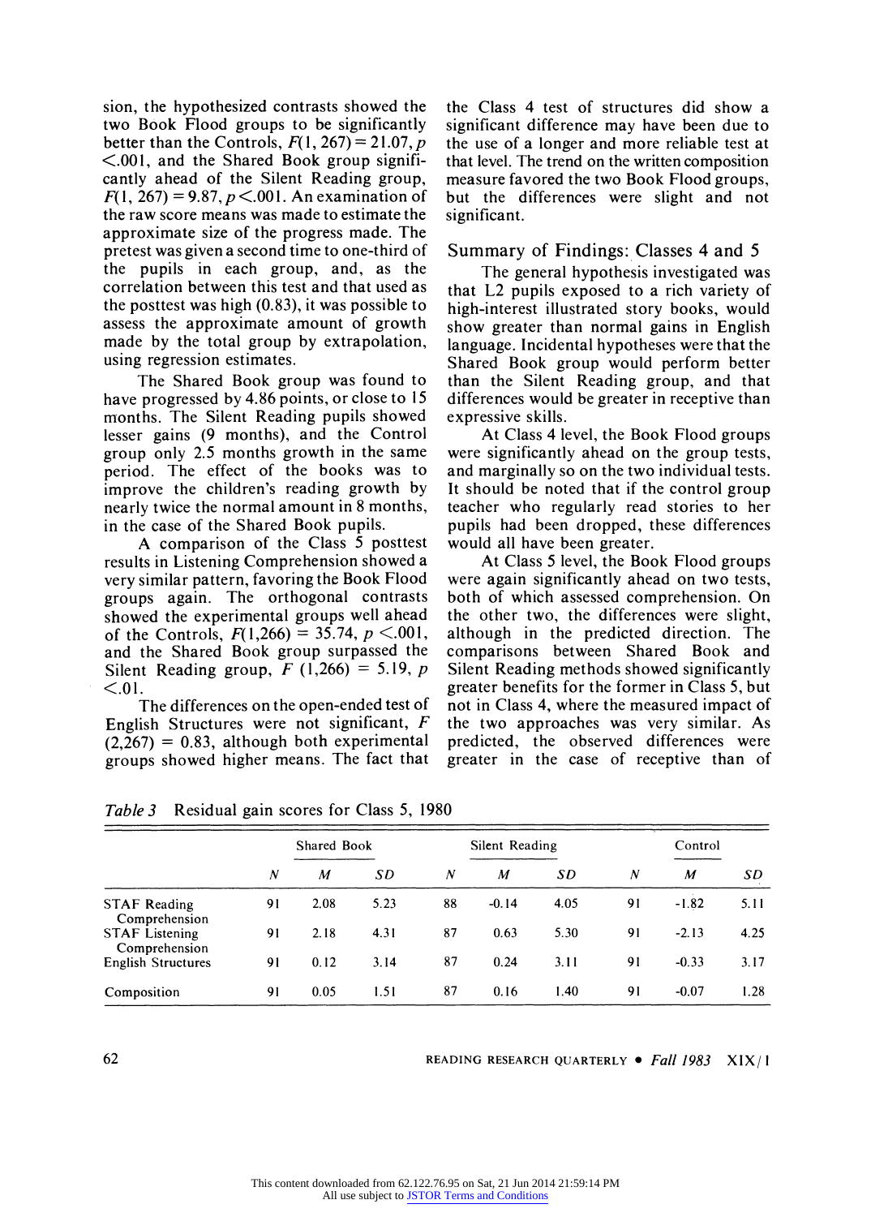sion, the hypothesized contrasts showed the two Book Flood groups to be significantly better than the Controls, $F(1, 267) = 21.07, p < .001$, and the Shared Book group significantly ahead of the Silent Reading group, $F(1, 267) = 9.87, p < .001$. An examination of the raw score means was made to estimate the approximate size of the progress made. The pretest was given a second time to one-third of the pupils in each group, and, as the correlation between this test and that used as the posttest was high (0.83), it was possible to assess the approximate amount of growth made by the total group by extrapolation, using regression estimates.

The Shared Book group was found to have progressed by 4.86 points, or close to 15 months. The Silent Reading pupils showed lesser gains (9 months), and the Control group only 2.5 months growth in the same period. The effect of the books was to improve the children's reading growth by nearly twice the normal amount in 8 months, in the case of the Shared Book pupils.

A comparison of the Class 5 posttest results in Listening Comprehension showed a very similar pattern, favoring the Book Flood groups again. The orthogonal contrasts showed the experimental groups well ahead of the Controls, $F(1,266) = 35.74, p < .001$, and the Shared Book group surpassed the Silent Reading group, $F(1,266) = 5.19, p < .01$.

The differences on the open-ended test of English Structures were not significant, $F(2,267) = 0.83$, although both experimental groups showed higher means. The fact that the Class 4 test of structures did show a significant difference may have been due to the use of a longer and more reliable test at that level. The trend on the written composition measure favored the two Book Flood groups, but the differences were slight and not significant.

## Summary of Findings: Classes 4 and 5

The general hypothesis investigated was that L2 pupils exposed to a rich variety of high-interest illustrated story books, would show greater than normal gains in English language. Incidental hypotheses were that the Shared Book group would perform better than the Silent Reading group, and that differences would be greater in receptive than expressive skills.

At Class 4 level, the Book Flood groups were significantly ahead on the group tests, and marginally so on the two individual tests. It should be noted that if the control group teacher who regularly read stories to her pupils had been dropped, these differences would all have been greater.

At Class 5 level, the Book Flood groups were again significantly ahead on two tests, both of which assessed comprehension. On the other two, the differences were slight, although in the predicted direction. The comparisons between Shared Book and Silent Reading methods showed significantly greater benefits for the former in Class 5, but not in Class 4, where the measured impact of the two approaches was very similar. As predicted, the observed differences were greater in the case of receptive than of

*Table 3* Residual gain scores for Class 5, 1980

| | Shared Book | | | Silent Reading | | | Control | | |
|---|---|---|---|---|---|---|---|---|---|
| | *N* | *M* | *SD* | *N* | *M* | *SD* | *N* | *M* | *SD* |
| STAF Reading Comprehension | 91 | 2.08 | 5.23 | 88 | -0.14 | 4.05 | 91 | -1.82 | 5.11 |
| STAF Listening Comprehension | 91 | 2.18 | 4.31 | 87 | 0.63 | 5.30 | 91 | -2.13 | 4.25 |
| English Structures | 91 | 0.12 | 3.14 | 87 | 0.24 | 3.11 | 91 | -0.33 | 3.17 |
| Composition | 91 | 0.05 | 1.51 | 87 | 0.16 | 1.40 | 91 | -0.07 | 1.28 |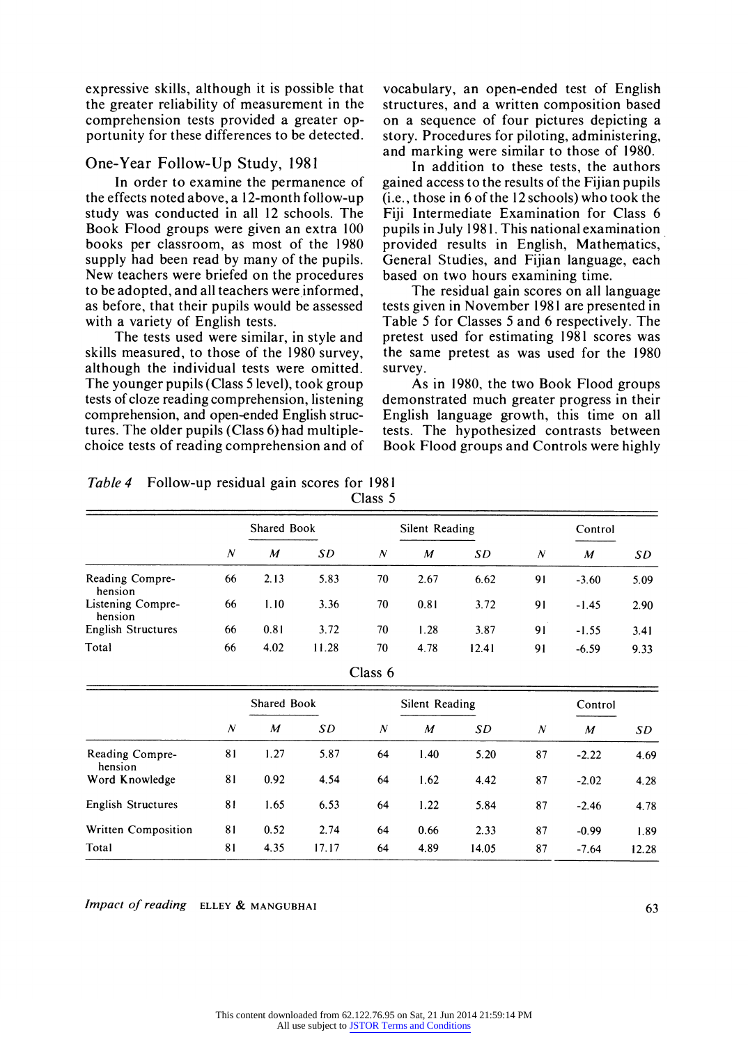expressive skills, although it is possible that the greater reliability of measurement in the comprehension tests provided a greater opportunity for these differences to be detected.

## One-Year Follow-Up Study, 1981

In order to examine the permanence of the effects noted above, a 12-month follow-up study was conducted in all 12 schools. The Book Flood groups were given an extra 100 books per classroom, as most of the 1980 supply had been read by many of the pupils. New teachers were briefed on the procedures to be adopted, and all teachers were informed, as before, that their pupils would be assessed with a variety of English tests.

The tests used were similar, in style and skills measured, to those of the 1980 survey, although the individual tests were omitted. The younger pupils (Class 5 level), took group tests of cloze reading comprehension, listening comprehension, and open-ended English structures. The older pupils (Class 6) had multiple-choice tests of reading comprehension and of vocabulary, an open-ended test of English structures, and a written composition based on a sequence of four pictures depicting a story. Procedures for piloting, administering, and marking were similar to those of 1980.

In addition to these tests, the authors gained access to the results of the Fijian pupils (i.e., those in 6 of the 12 schools) who took the Fiji Intermediate Examination for Class 6 pupils in July 1981. This national examination provided results in English, Mathematics, General Studies, and Fijian language, each based on two hours examining time.

The residual gain scores on all language tests given in November 1981 are presented in Table 5 for Classes 5 and 6 respectively. The pretest used for estimating 1981 scores was the same pretest as was used for the 1980 survey.

As in 1980, the two Book Flood groups demonstrated much greater progress in their English language growth, this time on all tests. The hypothesized contrasts between Book Flood groups and Controls were highly

*Table 4* Follow-up residual gain scores for 1981

Class 5

| | Shared Book | | | Silent Reading | | | Control | | |
|---|---|---|---|---|---|---|---|---|---|
| | *N* | *M* | *SD* | *N* | *M* | *SD* | *N* | *M* | *SD* |
| Reading Comprehension | 66 | 2.13 | 5.83 | 70 | 2.67 | 6.62 | 91 | -3.60 | 5.09 |
| Listening Comprehension | 66 | 1.10 | 3.36 | 70 | 0.81 | 3.72 | 91 | -1.45 | 2.90 |
| English Structures | 66 | 0.81 | 3.72 | 70 | 1.28 | 3.87 | 91 | -1.55 | 3.41 |
| Total | 66 | 4.02 | 11.28 | 70 | 4.78 | 12.41 | 91 | -6.59 | 9.33 |

Class 6

| | Shared Book | | | Silent Reading | | | Control | | |
|---|---|---|---|---|---|---|---|---|---|
| | *N* | *M* | *SD* | *N* | *M* | *SD* | *N* | *M* | *SD* |
| Reading Comprehension | 81 | 1.27 | 5.87 | 64 | 1.40 | 5.20 | 87 | -2.22 | 4.69 |
| Word Knowledge | 81 | 0.92 | 4.54 | 64 | 1.62 | 4.42 | 87 | -2.02 | 4.28 |
| English Structures | 81 | 1.65 | 6.53 | 64 | 1.22 | 5.84 | 87 | -2.46 | 4.78 |
| Written Composition | 81 | 0.52 | 2.74 | 64 | 0.66 | 2.33 | 87 | -0.99 | 1.89 |
| Total | 81 | 4.35 | 17.17 | 64 | 4.89 | 14.05 | 87 | -7.64 | 12.28 |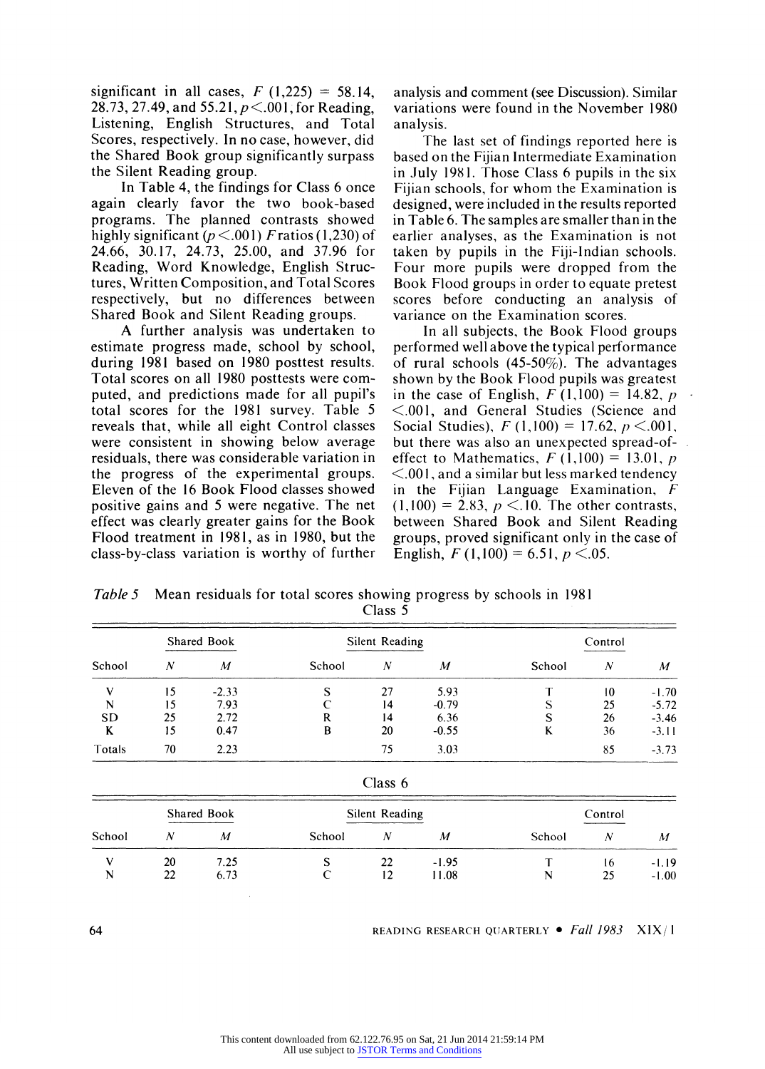significant in all cases, $F$ (1,225) = 58.14, 28.73, 27.49, and 55.21, $p < .001$, for Reading, Listening, English Structures, and Total Scores, respectively. In no case, however, did the Shared Book group significantly surpass the Silent Reading group.

In Table 4, the findings for Class 6 once again clearly favor the two book-based programs. The planned contrasts showed highly significant ($p < .001$) $F$ ratios (1,230) of 24.66, 30.17, 24.73, 25.00, and 37.96 for Reading, Word Knowledge, English Structures, Written Composition, and Total Scores respectively, but no differences between Shared Book and Silent Reading groups.

A further analysis was undertaken to estimate progress made, school by school, during 1981 based on 1980 posttest results. Total scores on all 1980 posttests were computed, and predictions made for all pupil's total scores for the 1981 survey. Table 5 reveals that, while all eight Control classes were consistent in showing below average residuals, there was considerable variation in the progress of the experimental groups. Eleven of the 16 Book Flood classes showed positive gains and 5 were negative. The net effect was clearly greater gains for the Book Flood treatment in 1981, as in 1980, but the class-by-class variation is worthy of further analysis and comment (see Discussion). Similar variations were found in the November 1980 analysis.

The last set of findings reported here is based on the Fijian Intermediate Examination in July 1981. Those Class 6 pupils in the six Fijian schools, for whom the Examination is designed, were included in the results reported in Table 6. The samples are smaller than in the earlier analyses, as the Examination is not taken by pupils in the Fiji-Indian schools. Four more pupils were dropped from the Book Flood groups in order to equate pretest scores before conducting an analysis of variance on the Examination scores.

In all subjects, the Book Flood groups performed well above the typical performance of rural schools (45-50%). The advantages shown by the Book Flood pupils was greatest in the case of English, $F$ (1,100) = 14.82, $p < .001$, and General Studies (Science and Social Studies), $F$ (1,100) = 17.62, $p < .001$, but there was also an unexpected spread-of-effect to Mathematics, $F$ (1,100) = 13.01, $p < .001$, and a similar but less marked tendency in the Fijian Language Examination, $F$ (1,100) = 2.83, $p < .10$. The other contrasts, between Shared Book and Silent Reading groups, proved significant only in the case of English, $F$ (1,100) = 6.51, $p < .05$.

*Table 5* Mean residuals for total scores showing progress by schools in 1981

Class 5

| School | Shared Book *N* | Shared Book *M* | School | Silent Reading *N* | Silent Reading *M* | School | Control *N* | Control *M* |
|---|---|---|---|---|---|---|---|---|
| V | 15 | -2.33 | S | 27 | 5.93 | T | 10 | -1.70 |
| N | 15 | 7.93 | C | 14 | -0.79 | S | 25 | -5.72 |
| SD | 25 | 2.72 | R | 14 | 6.36 | S | 26 | -3.46 |
| K | 15 | 0.47 | B | 20 | -0.55 | K | 36 | -3.11 |
| Totals | 70 | 2.23 | | 75 | 3.03 | | 85 | -3.73 |

Class 6

| School | Shared Book *N* | Shared Book *M* | School | Silent Reading *N* | Silent Reading *M* | School | Control *N* | Control *M* |
|---|---|---|---|---|---|---|---|---|
| V | 20 | 7.25 | S | 22 | -1.95 | T | 16 | -1.19 |
| N | 22 | 6.73 | C | 12 | 11.08 | N | 25 | -1.00 |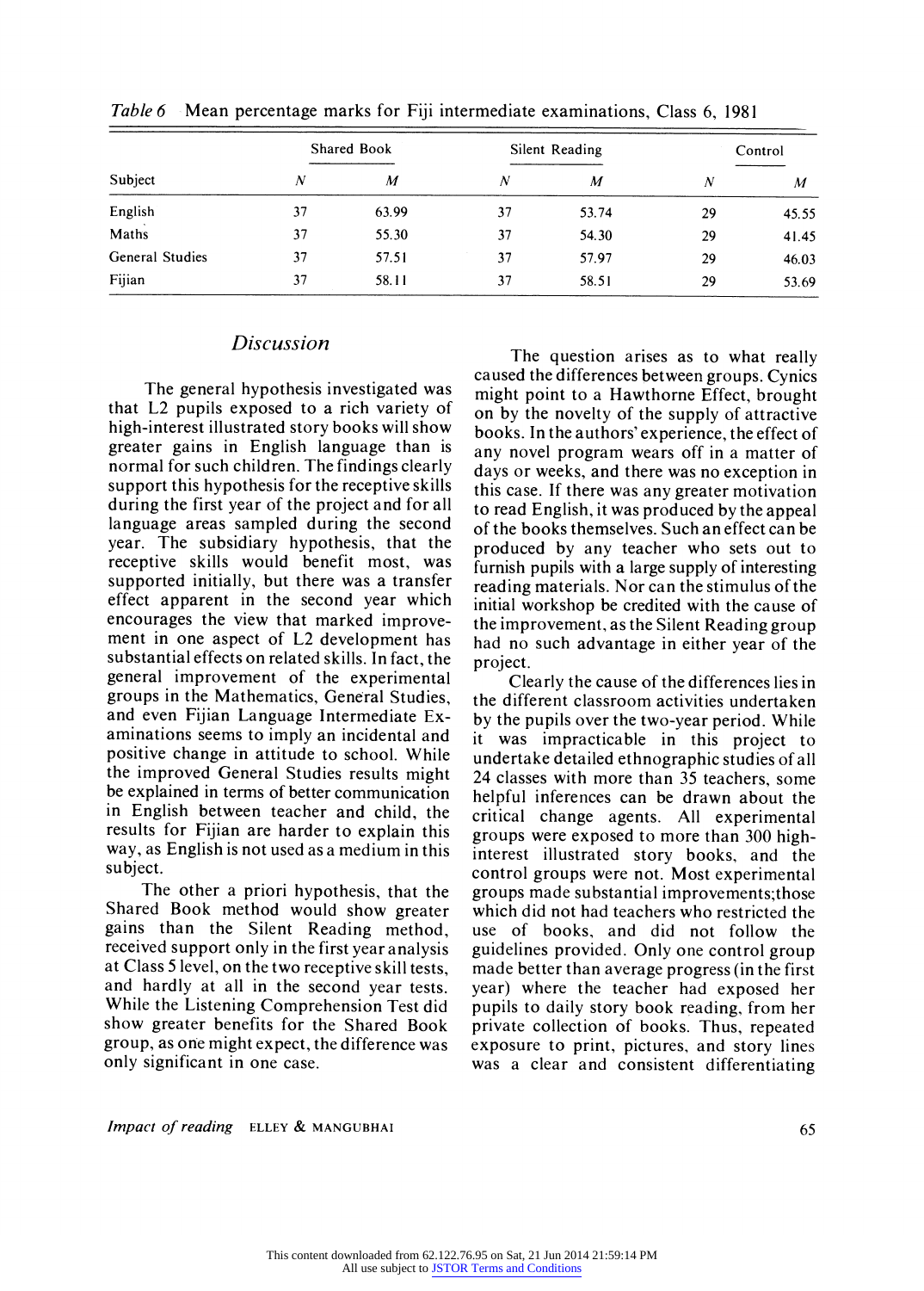*Table 6* Mean percentage marks for Fiji intermediate examinations, Class 6, 1981

| Subject | Shared Book | | Silent Reading | | Control | |
|---|---|---|---|---|---|---|
| | *N* | *M* | *N* | *M* | *N* | *M* |
| English | 37 | 63.99 | 37 | 53.74 | 29 | 45.55 |
| Maths | 37 | 55.30 | 37 | 54.30 | 29 | 41.45 |
| General Studies | 37 | 57.51 | 37 | 57.97 | 29 | 46.03 |
| Fijian | 37 | 58.11 | 37 | 58.51 | 29 | 53.69 |

## *Discussion*

The general hypothesis investigated was that L2 pupils exposed to a rich variety of high-interest illustrated story books will show greater gains in English language than is normal for such children. The findings clearly support this hypothesis for the receptive skills during the first year of the project and for all language areas sampled during the second year. The subsidiary hypothesis, that the receptive skills would benefit most, was supported initially, but there was a transfer effect apparent in the second year which encourages the view that marked improvement in one aspect of L2 development has substantial effects on related skills. In fact, the general improvement of the experimental groups in the Mathematics, General Studies, and even Fijian Language Intermediate Examinations seems to imply an incidental and positive change in attitude to school. While the improved General Studies results might be explained in terms of better communication in English between teacher and child, the results for Fijian are harder to explain this way, as English is not used as a medium in this subject.

The other a priori hypothesis, that the Shared Book method would show greater gains than the Silent Reading method, received support only in the first year analysis at Class 5 level, on the two receptive skill tests, and hardly at all in the second year tests. While the Listening Comprehension Test did show greater benefits for the Shared Book group, as one might expect, the difference was only significant in one case.

The question arises as to what really caused the differences between groups. Cynics might point to a Hawthorne Effect, brought on by the novelty of the supply of attractive books. In the authors' experience, the effect of any novel program wears off in a matter of days or weeks, and there was no exception in this case. If there was any greater motivation to read English, it was produced by the appeal of the books themselves. Such an effect can be produced by any teacher who sets out to furnish pupils with a large supply of interesting reading materials. Nor can the stimulus of the initial workshop be credited with the cause of the improvement, as the Silent Reading group had no such advantage in either year of the project.

Clearly the cause of the differences lies in the different classroom activities undertaken by the pupils over the two-year period. While it was impracticable in this project to undertake detailed ethnographic studies of all 24 classes with more than 35 teachers, some helpful inferences can be drawn about the critical change agents. All experimental groups were exposed to more than 300 high-interest illustrated story books, and the control groups were not. Most experimental groups made substantial improvements;those which did not had teachers who restricted the use of books, and did not follow the guidelines provided. Only one control group made better than average progress (in the first year) where the teacher had exposed her pupils to daily story book reading, from her private collection of books. Thus, repeated exposure to print, pictures, and story lines was a clear and consistent differentiating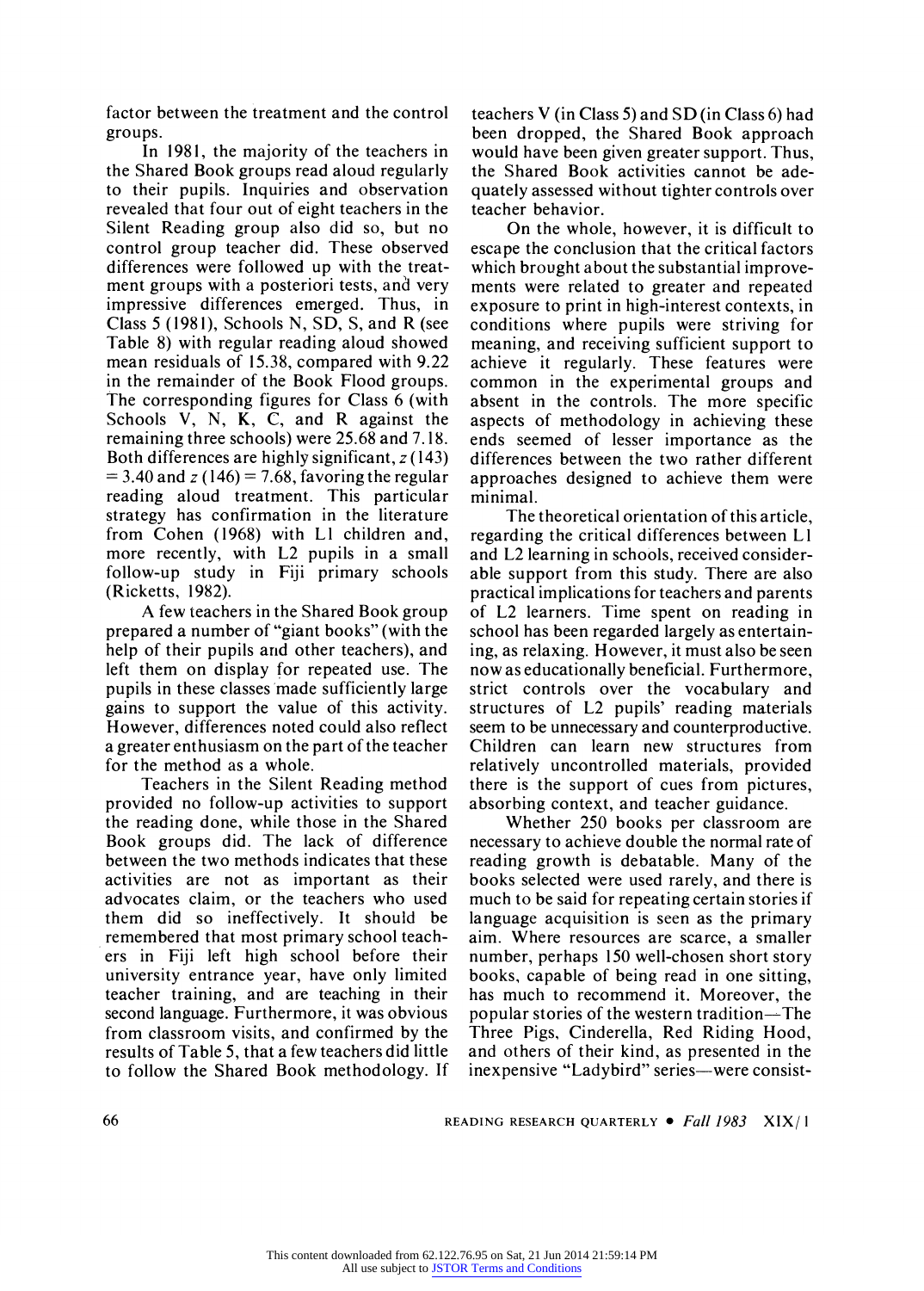factor between the treatment and the control groups.

In 1981, the majority of the teachers in the Shared Book groups read aloud regularly to their pupils. Inquiries and observation revealed that four out of eight teachers in the Silent Reading group also did so, but no control group teacher did. These observed differences were followed up with the treatment groups with a posteriori tests, and very impressive differences emerged. Thus, in Class 5 (1981), Schools N, SD, S, and R (see Table 8) with regular reading aloud showed mean residuals of 15.38, compared with 9.22 in the remainder of the Book Flood groups. The corresponding figures for Class 6 (with Schools V, N, K, C, and R against the remaining three schools) were 25.68 and 7.18. Both differences are highly significant, $z\,(143) = 3.40$ and $z\,(146) = 7.68$, favoring the regular reading aloud treatment. This particular strategy has confirmation in the literature from Cohen (1968) with L1 children and, more recently, with L2 pupils in a small follow-up study in Fiji primary schools (Ricketts, 1982).

A few teachers in the Shared Book group prepared a number of "giant books" (with the help of their pupils and other teachers), and left them on display for repeated use. The pupils in these classes made sufficiently large gains to support the value of this activity. However, differences noted could also reflect a greater enthusiasm on the part of the teacher for the method as a whole.

Teachers in the Silent Reading method provided no follow-up activities to support the reading done, while those in the Shared Book groups did. The lack of difference between the two methods indicates that these activities are not as important as their advocates claim, or the teachers who used them did so ineffectively. It should be remembered that most primary school teachers in Fiji left high school before their university entrance year, have only limited teacher training, and are teaching in their second language. Furthermore, it was obvious from classroom visits, and confirmed by the results of Table 5, that a few teachers did little to follow the Shared Book methodology. If teachers V (in Class 5) and SD (in Class 6) had been dropped, the Shared Book approach would have been given greater support. Thus, the Shared Book activities cannot be adequately assessed without tighter controls over teacher behavior.

On the whole, however, it is difficult to escape the conclusion that the critical factors which brought about the substantial improvements were related to greater and repeated exposure to print in high-interest contexts, in conditions where pupils were striving for meaning, and receiving sufficient support to achieve it regularly. These features were common in the experimental groups and absent in the controls. The more specific aspects of methodology in achieving these ends seemed of lesser importance as the differences between the two rather different approaches designed to achieve them were minimal.

The theoretical orientation of this article, regarding the critical differences between L1 and L2 learning in schools, received considerable support from this study. There are also practical implications for teachers and parents of L2 learners. Time spent on reading in school has been regarded largely as entertaining, as relaxing. However, it must also be seen now as educationally beneficial. Furthermore, strict controls over the vocabulary and structures of L2 pupils' reading materials seem to be unnecessary and counterproductive. Children can learn new structures from relatively uncontrolled materials, provided there is the support of cues from pictures, absorbing context, and teacher guidance.

Whether 250 books per classroom are necessary to achieve double the normal rate of reading growth is debatable. Many of the books selected were used rarely, and there is much to be said for repeating certain stories if language acquisition is seen as the primary aim. Where resources are scarce, a smaller number, perhaps 150 well-chosen short story books, capable of being read in one sitting, has much to recommend it. Moreover, the popular stories of the western tradition—The Three Pigs, Cinderella, Red Riding Hood, and others of their kind, as presented in the inexpensive "Ladybird" series—were consist-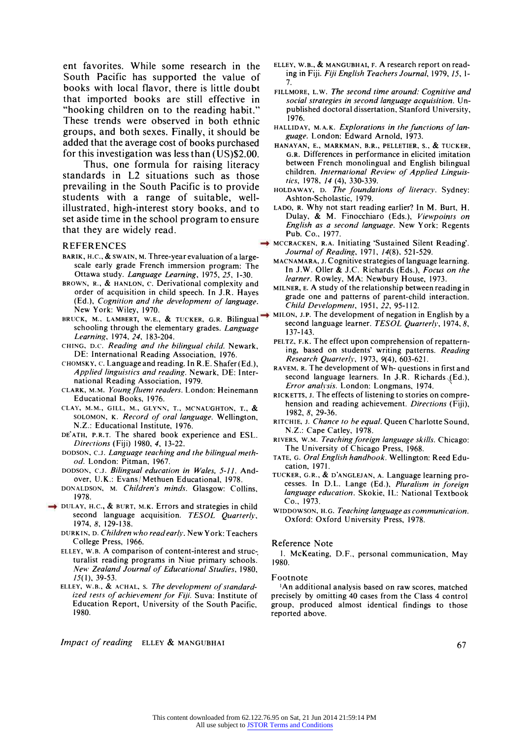ent favorites. While some research in the South Pacific has supported the value of books with local flavor, there is little doubt that imported books are still effective in "hooking children on to the reading habit." These trends were observed in both ethnic groups, and both sexes. Finally, it should be added that the average cost of books purchased for this investigation was less than (US)$2.00.

Thus, one formula for raising literacy standards in L2 situations such as those prevailing in the South Pacific is to provide students with a range of suitable, well-illustrated, high-interest story books, and to set aside time in the school program to ensure that they are widely read.

## REFERENCES

BARIK, H.C., & SWAIN, M. Three-year evaluation of a large-scale early grade French immersion program: The Ottawa study. *Language Learning*, 1975, *25*, 1-30.

BROWN, R., & HANLON, C. Derivational complexity and order of acquisition in child speech. In J.R. Hayes (Ed.), *Cognition and the development of language*. New York: Wiley, 1970.

BRUCK, M., LAMBERT, W.E., & TUCKER, G.R. Bilingual schooling through the elementary grades. *Language Learning*, 1974, *24*, 183-204.

CHING, D.C. *Reading and the bilingual child*. Newark, DE: International Reading Association, 1976.

CHOMSKY, C. Language and reading. In R.E. Shafer (Ed.), *Applied linguistics and reading*. Newark, DE: International Reading Association, 1979.

CLARK, M.M. *Young fluent readers*. London: Heinemann Educational Books, 1976.

CLAY, M.M., GILL, M., GLYNN, T., MCNAUGHTON, T., & SOLOMON, K. *Record of oral language*. Wellington, N.Z.: Educational Institute, 1976.

DE'ATH, P.R.T. The shared book experience and ESL. *Directions* (Fiji) 1980, *4*, 13-22.

DODSON, C.J. *Language teaching and the bilingual method*. London: Pitman, 1967.

DODSON, C.J. *Bilingual education in Wales, 5-11*. Andover, U.K.: Evans/Methuen Educational, 1978.

DONALDSON, M. *Children's minds*. Glasgow: Collins, 1978.

DULAY, H.C., & BURT, M.K. Errors and strategies in child second language acquisition. *TESOL Quarterly*, 1974, *8*, 129-138.

DURKIN, D. *Children who read early*. New York: Teachers College Press, 1966.

ELLEY, W.B. A comparison of content-interest and structuralist reading programs in Niue primary schools. *New Zealand Journal of Educational Studies*, 1980, *15*(1), 39-53.

ELLEY, W.B., & ACHAL, S. *The development of standardized tests of achievement for Fiji*. Suva: Institute of Education Report, University of the South Pacific, 1980.

ELLEY, W.B., & MANGUBHAI, F. A research report on reading in Fiji. *Fiji English Teachers Journal*, 1979, *15*, 1-7.

FILLMORE, L.W. *The second time around: Cognitive and social strategies in second language acquisition*. Unpublished doctoral dissertation, Stanford University, 1976.

HALLIDAY, M.A.K. *Explorations in the functions of language*. London: Edward Arnold, 1973.

HANAYAN, E., MARKMAN, B.R., PELLETIER, S., & TUCKER, G.R. Differences in performance in elicited imitation between French monolingual and English bilingual children. *International Review of Applied Linguistics*, 1978, *14* (4), 330-339.

HOLDAWAY, D. *The foundations of literacy*. Sydney: Ashton-Scholastic, 1979.

LADO, R. Why not start reading earlier? In M. Burt, H. Dulay, & M. Finocchiaro (Eds.), *Viewpoints on English as a second language*. New York: Regents Pub. Co., 1977.

MCCRACKEN, R.A. Initiating 'Sustained Silent Reading'. *Journal of Reading*, 1971, *14*(8), 521-529.

MACNAMARA, J. Cognitive strategies of language learning. In J.W. Oller & J.C. Richards (Eds.), *Focus on the learner*. Rowley, MA: Newbury House, 1973.

MILNER, E. A study of the relationship between reading in grade one and patterns of parent-child interaction. *Child Development*, 1951, *22*, 95-112.

MILON, J.P. The development of negation in English by a second language learner. *TESOL Quarterly*, 1974, *8*, 137-143.

PELTZ, F.K. The effect upon comprehension of repatterning, based on students' writing patterns. *Reading Research Quarterly*, 1973, *9*(4), 603-621.

RAVEM, R. The development of Wh- questions in first and second language learners. In J.R. Richards (Ed.), *Error analysis*. London: Longmans, 1974.

RICKETTS, J. The effects of listening to stories on comprehension and reading achievement. *Directions* (Fiji), 1982, *8*, 29-36.

RITCHIE, J. *Chance to be equal*. Queen Charlotte Sound, N.Z.: Cape Catley, 1978.

RIVERS, W.M. *Teaching foreign language skills*. Chicago: The University of Chicago Press, 1968.

TATE, G. *Oral English handbook*. Wellington: Reed Education, 1971.

TUCKER, G.R., & D'ANGLEJAN, A. Language learning processes. In D.L. Lange (Ed.), *Pluralism in foreign language education*. Skokie, IL: National Textbook Co., 1973.

WIDDOWSON, H.G. *Teaching language as communication*. Oxford: Oxford University Press, 1978.

## Reference Note

1. McKeating, D.F., personal communication, May 1980.

## Footnote

[1]An additional analysis based on raw scores, matched precisely by omitting 40 cases from the Class 4 control group, produced almost identical findings to those reported above.